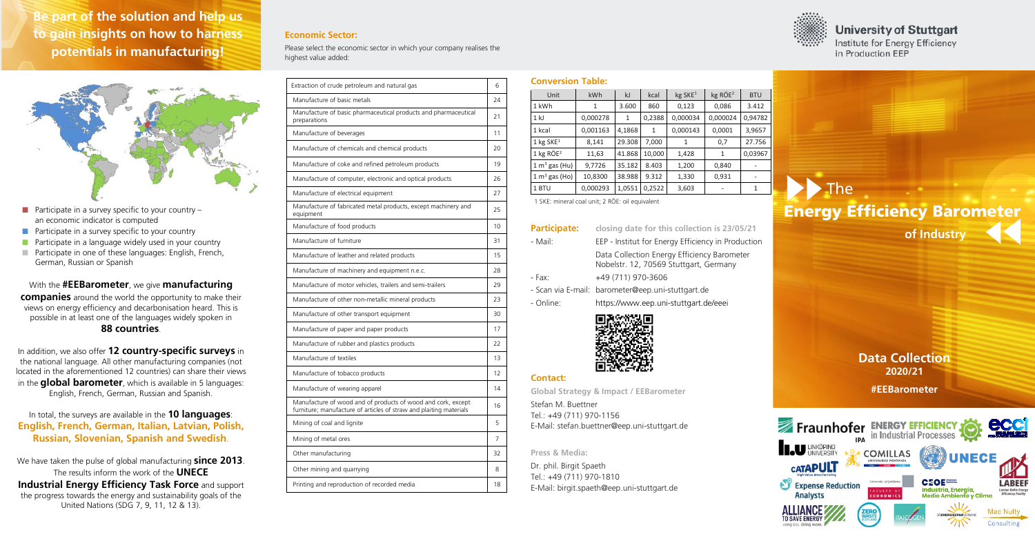## Be part of the solution and help us to gain insights on how to harness potentials in manufacturing!

- Participate in a survey specific to your country – an economic indicator is computed
- Participate in a survey specific to your country
- Participate in a language widely used in your country
- Participate in one of these languages: English, French, German, Russian or Spanish

With the **#EEBarometer**, we give **manufacturing companies** around the world the opportunity to make their views on energy efficiency and decarbonisation heard. This is possible in at least one of the languages widely spoken in **88 countries**.

In addition, we also offer **12 country-specific surveys** in the national language. All other manufacturing companies (not located in the aforementioned 12 countries) can share their views in the **global barometer**, which is available in 5 languages: English, French, German, Russian and Spanish.

In total, the surveys are available in the **10 languages**: **English, French, German, Italian, Latvian, Polish, Russian, Slovenian, Spanish and Swedish**.

We have taken the pulse of global manufacturing **since 2013**. The results inform the work of the **UNECE Industrial Energy Efficiency Task Force** and support the progress towards the energy and sustainability goals of the United Nations (SDG 7, 9, 11, 12 & 13).

### Economic Sector:

Please select the economic sector in which your company realises the highest value added:

| Sector | No. |
|---|---|
| Extraction of crude petroleum and natural gas | 6 |
| Manufacture of basic metals | 24 |
| Manufacture of basic pharmaceutical products and pharmaceutical preparations | 21 |
| Manufacture of beverages | 11 |
| Manufacture of chemicals and chemical products | 20 |
| Manufacture of coke and refined petroleum products | 19 |
| Manufacture of computer, electronic and optical products | 26 |
| Manufacture of electrical equipment | 27 |
| Manufacture of fabricated metal products, except machinery and equipment | 25 |
| Manufacture of food products | 10 |
| Manufacture of furniture | 31 |
| Manufacture of leather and related products | 15 |
| Manufacture of machinery and equipment n.e.c. | 28 |
| Manufacture of motor vehicles, trailers and semi-trailers | 29 |
| Manufacture of other non-metallic mineral products | 23 |
| Manufacture of other transport equipment | 30 |
| Manufacture of paper and paper products | 17 |
| Manufacture of rubber and plastics products | 22 |
| Manufacture of textiles | 13 |
| Manufacture of tobacco products | 12 |
| Manufacture of wearing apparel | 14 |
| Manufacture of wood and of products of wood and cork, except furniture; manufacture of articles of straw and plaiting materials | 16 |
| Mining of coal and lignite | 5 |
| Mining of metal ores | 7 |
| Other manufacturing | 32 |
| Other mining and quarrying | 8 |
| Printing and reproduction of recorded media | 18 |

### Conversion Table:

| Unit | kWh | kJ | kcal | kg SKE[1] | kg RÖE[2] | BTU |
|---|---|---|---|---|---|---|
| 1 kWh | 1 | 3.600 | 860 | 0,123 | 0,086 | 3.412 |
| 1 kJ | 0,000278 | 1 | 0,2388 | 0,000034 | 0,000024 | 0,94782 |
| 1 kcal | 0,001163 | 4,1868 | 1 | 0,000143 | 0,0001 | 3,9657 |
| 1 kg SKE[1] | 8,141 | 29.308 | 7,000 | 1 | 0,7 | 27.756 |
| 1 kg RÖE[2] | 11,63 | 41.868 | 10,000 | 1,428 | 1 | 0,03967 |
| 1 $m^3$ gas (Hu) | 9,7726 | 35.182 | 8.403 | 1,200 | 0,840 | - |
| 1 $m^3$ gas (Ho) | 10,8300 | 38.988 | 9.312 | 1,330 | 0,931 | - |
| 1 BTU | 0,000293 | 1,0551 | 0,2522 | 3,603 | - | 1 |

1 SKE: mineral coal unit; 2 RÖE: oil equivalent

**Participate:** **closing date for this collection is 23/05/21**

- Mail: EEP - Institut for Energy Efficiency in Production
  Data Collection Energy Efficiency Barometer
  Nobelstr. 12, 70569 Stuttgart, Germany
- Fax: +49 (711) 970-3606
- Scan via E-mail: barometer@eep.uni-stuttgart.de
- Online: https://www.eep.uni-stuttgart.de/eeei

### Contact:

**Global Strategy & Impact / EEBarometer**

Stefan M. Buettner
Tel.: +49 (711) 970-1156
E-Mail: stefan.buettner@eep.uni-stuttgart.de

**Press & Media:**

Dr. phil. Birgit Spaeth
Tel.: +49 (711) 970-1810
E-Mail: birgit.spaeth@eep.uni-stuttgart.de

University of Stuttgart
Institute for Energy Efficiency in Production EEP

# The Energy Efficiency Barometer of Industry

## Data Collection 2020/21

**#EEBarometer**

Fraunhofer IPA · Energy Efficiency in Industrial Processes · ECCI · Linköping University · Comillas Universidad Pontificia · UNECE · Catapult High Value Manufacturing · University of Ljubljana Faculty of Economics · CEOE · Industria, Energía, Medio Ambiente y Clima · LABEEF Latvian Baltic Energy Efficiency Facility · Expense Reduction Analysts · Alliance to Save Energy · Zero Waste Scotland · Italcogen · Mac Nulty Consulting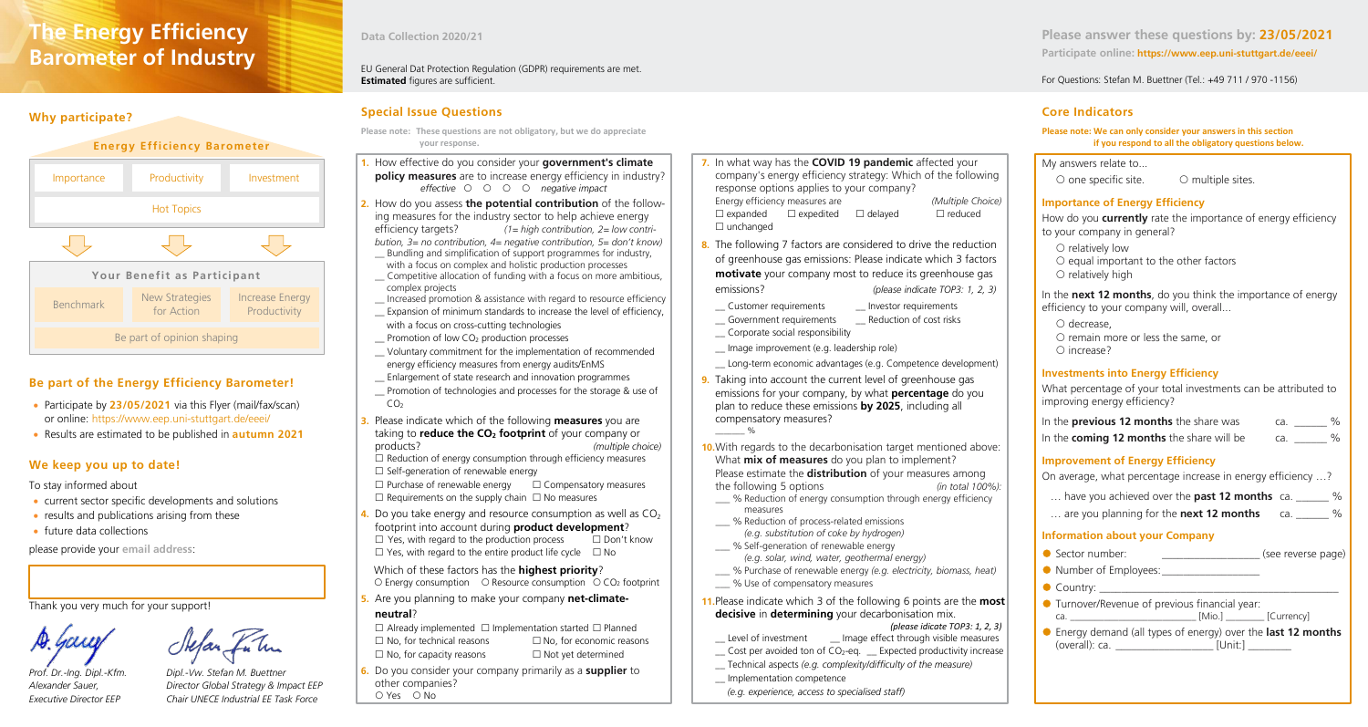# The Energy Efficiency Barometer of Industry

## Why participate?

**Energy Efficiency Barometer**

Importance | Productivity | Investment

Hot Topics

**Your Benefit as Participant**

Benchmark | New Strategies for Action | Increase Energy Productivity

Be part of opinion shaping

## Be part of the Energy Efficiency Barometer!

- Participate by **23/05/2021** via this Flyer (mail/fax/scan) or online: https://www.eep.uni-stuttgart.de/eeei/
- Results are estimated to be published in **autumn 2021**

## We keep you up to date!

To stay informed about

- current sector specific developments and solutions
- results and publications arising from these
- future data collections

please provide your **email address**:

Thank you very much for your support!

*Prof. Dr.-Ing. Dipl.-Kfm. Alexander Sauer, Executive Director EEP*

*Dipl.-Vw. Stefan M. Buettner Director Global Strategy & Impact EEP Chair UNECE Industrial EE Task Force*

---

**Data Collection 2020/21**

EU General Dat Protection Regulation (GDPR) requirements are met.
**Estimated** figures are sufficient.

## Special Issue Questions

**Please note: These questions are not obligatory, but we do appreciate your response.**

**1.** How effective do you consider your **government's climate policy measures** are to increase energy efficiency in industry?
*effective* ○ ○ ○ ○ *negative impact*

**2.** How do you assess **the potential contribution** of the following measures for the industry sector to help achieve energy efficiency targets? *(1= high contribution, 2= low contribution, 3= no contribution, 4= negative contribution, 5= don't know)*
- __ Bundling and simplification of support programmes for industry, with a focus on complex and holistic production processes
- __ Competitive allocation of funding with a focus on more ambitious, complex projects
- __ Increased promotion & assistance with regard to resource efficiency
- __ Expansion of minimum standards to increase the level of efficiency, with a focus on cross-cutting technologies
- __ Promotion of low $CO_2$ production processes
- __ Voluntary commitment for the implementation of recommended energy efficiency measures from energy audits/EnMS
- __ Enlargement of state research and innovation programmes
- __ Promotion of technologies and processes for the storage & use of $CO_2$

**3.** Please indicate which of the following **measures** you are taking to **reduce the $CO_2$ footprint** of your company or products? *(multiple choice)*
☐ Reduction of energy consumption through efficiency measures
☐ Self-generation of renewable energy
☐ Purchase of renewable energy ☐ Compensatory measures
☐ Requirements on the supply chain ☐ No measures

**4.** Do you take energy and resource consumption as well as $CO_2$ footprint into account during **product development**?
☐ Yes, with regard to the production process ☐ Don't know
☐ Yes, with regard to the entire product life cycle ☐ No

Which of these factors has the **highest priority**?
○ Energy consumption ○ Resource consumption ○ $CO_2$ footprint

**5.** Are you planning to make your company **net-climate-neutral**?
☐ Already implemented ☐ Implementation started ☐ Planned
☐ No, for technical reasons ☐ No, for economic reasons
☐ No, for capacity reasons ☐ Not yet determined

**6.** Do you consider your company primarily as a **supplier** to other companies?
○ Yes ○ No

**7.** In what way has the **COVID 19 pandemic** affected your company's energy efficiency strategy: Which of the following response options applies to your company?
Energy efficiency measures are *(Multiple Choice)*
☐ expanded ☐ expedited ☐ delayed ☐ reduced
☐ unchanged

**8.** The following 7 factors are considered to drive the reduction of greenhouse gas emissions: Please indicate which 3 factors **motivate** your company most to reduce its greenhouse gas emissions? *(please indicate TOP3: 1, 2, 3)*
- __ Customer requirements __ Investor requirements
- __ Government requirements __ Reduction of cost risks
- __ Corporate social responsibility
- __ Image improvement (e.g. leadership role)
- __ Long-term economic advantages (e.g. Competence development)

**9.** Taking into account the current level of greenhouse gas emissions for your company, by what **percentage** do you plan to reduce these emissions **by 2025**, including all compensatory measures?
______ %

**10.** With regards to the decarbonisation target mentioned above: What **mix of measures** do you plan to implement? Please estimate the **distribution** of your measures among the following 5 options *(in total 100%):*
- ___ % Reduction of energy consumption through energy efficiency measures
- ___ % Reduction of process-related emissions *(e.g. substitution of coke by hydrogen)*
- ___ % Self-generation of renewable energy *(e.g. solar, wind, water, geothermal energy)*
- ___ % Purchase of renewable energy *(e.g. electricity, biomass, heat)*
- ___ % Use of compensatory measures

**11.** Please indicate which 3 of the following 6 points are the **most decisive** in **determining** your decarbonisation mix. *(please idicate TOP3: 1, 2, 3)*
- __ Level of investment __ Image effect through visible measures
- __ Cost per avoided ton of $CO_2$-eq. __ Expected productivity increase
- __ Technical aspects *(e.g. complexity/difficulty of the measure)*
- __ Implementation competence *(e.g. experience, access to specialised staff)*

---

**Please answer these questions by: 23/05/2021**
**Participate online: https://www.eep.uni-stuttgart.de/eeei/**

For Questions: Stefan M. Buettner (Tel.: +49 711 / 970 -1156)

## Core Indicators

**Please note: We can only consider your answers in this section if you respond to all the obligatory questions below.**

My answers relate to...
○ one specific site. ○ multiple sites.

### Importance of Energy Efficiency

How do you **currently** rate the importance of energy efficiency to your company in general?
○ relatively low
○ equal important to the other factors
○ relatively high

In the **next 12 months**, do you think the importance of energy efficiency to your company will, overall...
○ decrease,
○ remain more or less the same, or
○ increase?

### Investments into Energy Efficiency

What percentage of your total investments can be attributed to improving energy efficiency?

In the **previous 12 months** the share was ca. ______ %
In the **coming 12 months** the share will be ca. ______ %

### Improvement of Energy Efficiency

On average, what percentage increase in energy efficiency …?

… have you achieved over the **past 12 months** ca. ______ %
… are you planning for the **next 12 months** ca. ______ %

### Information about your Company

- Sector number: __________________ (see reverse page)
- Number of Employees: __________________
- Country: ______________________________
- Turnover/Revenue of previous financial year: ca. ____________________ [Mio.] ________ [Currency]
- Energy demand (all types of energy) over the **last 12 months** (overall): ca. __________________ [Unit:] ________